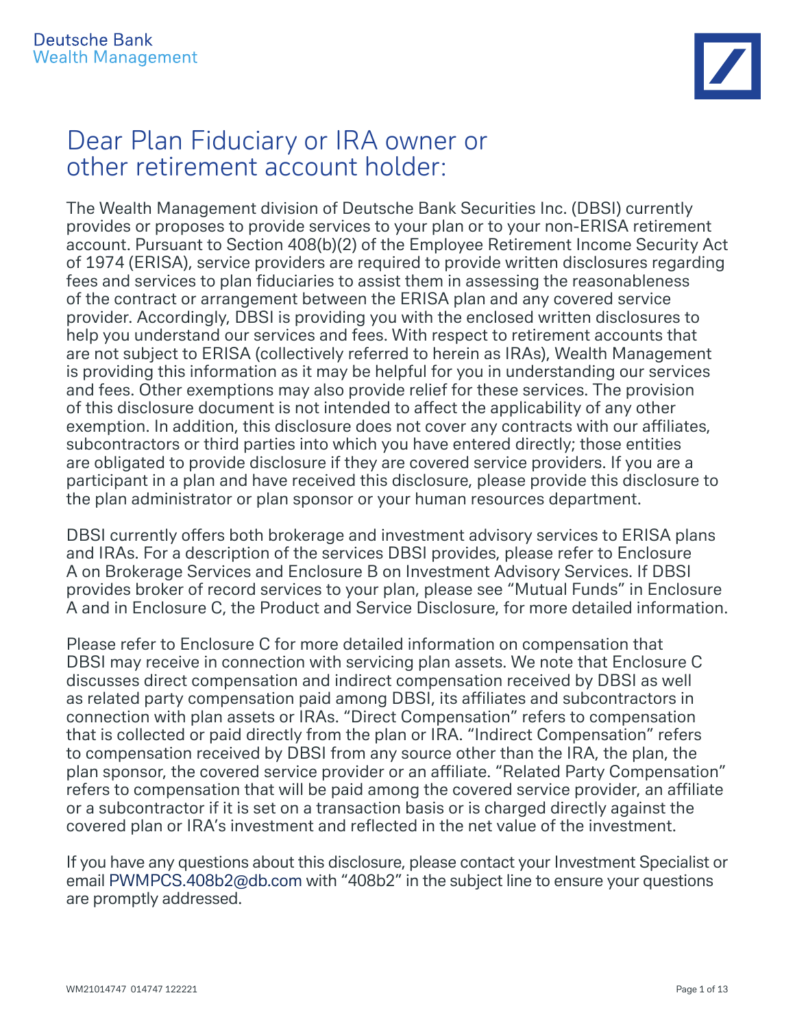Deutsche Bank
Wealth Management

# Dear Plan Fiduciary or IRA owner or other retirement account holder:

The Wealth Management division of Deutsche Bank Securities Inc. (DBSI) currently provides or proposes to provide services to your plan or to your non-ERISA retirement account. Pursuant to Section 408(b)(2) of the Employee Retirement Income Security Act of 1974 (ERISA), service providers are required to provide written disclosures regarding fees and services to plan fiduciaries to assist them in assessing the reasonableness of the contract or arrangement between the ERISA plan and any covered service provider. Accordingly, DBSI is providing you with the enclosed written disclosures to help you understand our services and fees. With respect to retirement accounts that are not subject to ERISA (collectively referred to herein as IRAs), Wealth Management is providing this information as it may be helpful for you in understanding our services and fees. Other exemptions may also provide relief for these services. The provision of this disclosure document is not intended to affect the applicability of any other exemption. In addition, this disclosure does not cover any contracts with our affiliates, subcontractors or third parties into which you have entered directly; those entities are obligated to provide disclosure if they are covered service providers. If you are a participant in a plan and have received this disclosure, please provide this disclosure to the plan administrator or plan sponsor or your human resources department.

DBSI currently offers both brokerage and investment advisory services to ERISA plans and IRAs. For a description of the services DBSI provides, please refer to Enclosure A on Brokerage Services and Enclosure B on Investment Advisory Services. If DBSI provides broker of record services to your plan, please see "Mutual Funds" in Enclosure A and in Enclosure C, the Product and Service Disclosure, for more detailed information.

Please refer to Enclosure C for more detailed information on compensation that DBSI may receive in connection with servicing plan assets. We note that Enclosure C discusses direct compensation and indirect compensation received by DBSI as well as related party compensation paid among DBSI, its affiliates and subcontractors in connection with plan assets or IRAs. "Direct Compensation" refers to compensation that is collected or paid directly from the plan or IRA. "Indirect Compensation" refers to compensation received by DBSI from any source other than the IRA, the plan, the plan sponsor, the covered service provider or an affiliate. "Related Party Compensation" refers to compensation that will be paid among the covered service provider, an affiliate or a subcontractor if it is set on a transaction basis or is charged directly against the covered plan or IRA's investment and reflected in the net value of the investment.

If you have any questions about this disclosure, please contact your Investment Specialist or email PWMPCS.408b2@db.com with "408b2" in the subject line to ensure your questions are promptly addressed.

WM21014747 014747 122221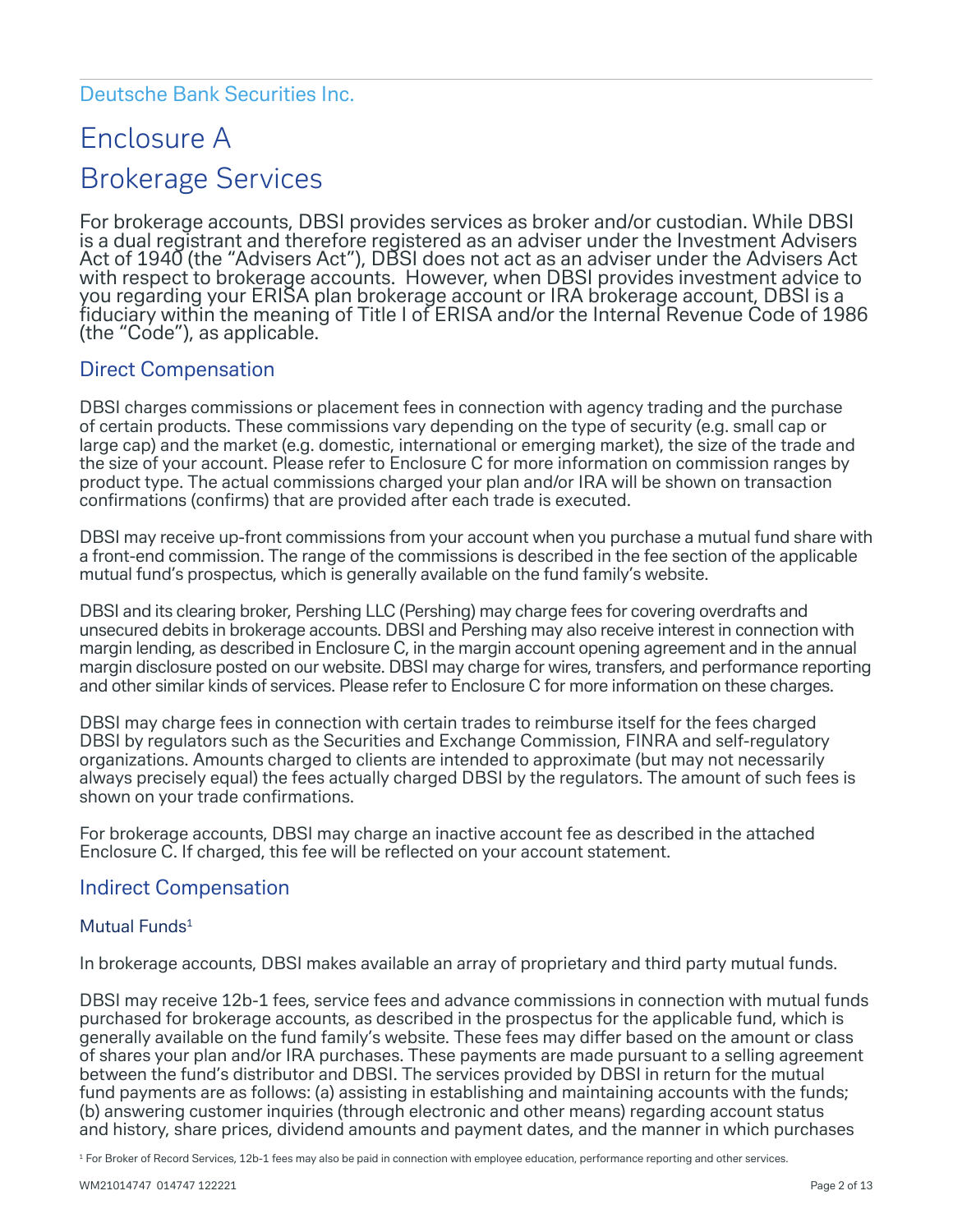Deutsche Bank Securities Inc.

# Enclosure A

# Brokerage Services

For brokerage accounts, DBSI provides services as broker and/or custodian. While DBSI is a dual registrant and therefore registered as an adviser under the Investment Advisers Act of 1940 (the "Advisers Act"), DBSI does not act as an adviser under the Advisers Act with respect to brokerage accounts. However, when DBSI provides investment advice to you regarding your ERISA plan brokerage account or IRA brokerage account, DBSI is a fiduciary within the meaning of Title I of ERISA and/or the Internal Revenue Code of 1986 (the "Code"), as applicable.

## Direct Compensation

DBSI charges commissions or placement fees in connection with agency trading and the purchase of certain products. These commissions vary depending on the type of security (e.g. small cap or large cap) and the market (e.g. domestic, international or emerging market), the size of the trade and the size of your account. Please refer to Enclosure C for more information on commission ranges by product type. The actual commissions charged your plan and/or IRA will be shown on transaction confirmations (confirms) that are provided after each trade is executed.

DBSI may receive up-front commissions from your account when you purchase a mutual fund share with a front-end commission. The range of the commissions is described in the fee section of the applicable mutual fund's prospectus, which is generally available on the fund family's website.

DBSI and its clearing broker, Pershing LLC (Pershing) may charge fees for covering overdrafts and unsecured debits in brokerage accounts. DBSI and Pershing may also receive interest in connection with margin lending, as described in Enclosure C, in the margin account opening agreement and in the annual margin disclosure posted on our website. DBSI may charge for wires, transfers, and performance reporting and other similar kinds of services. Please refer to Enclosure C for more information on these charges.

DBSI may charge fees in connection with certain trades to reimburse itself for the fees charged DBSI by regulators such as the Securities and Exchange Commission, FINRA and self-regulatory organizations. Amounts charged to clients are intended to approximate (but may not necessarily always precisely equal) the fees actually charged DBSI by the regulators. The amount of such fees is shown on your trade confirmations.

For brokerage accounts, DBSI may charge an inactive account fee as described in the attached Enclosure C. If charged, this fee will be reflected on your account statement.

## Indirect Compensation

### Mutual Funds[1]

In brokerage accounts, DBSI makes available an array of proprietary and third party mutual funds.

DBSI may receive 12b-1 fees, service fees and advance commissions in connection with mutual funds purchased for brokerage accounts, as described in the prospectus for the applicable fund, which is generally available on the fund family's website. These fees may differ based on the amount or class of shares your plan and/or IRA purchases. These payments are made pursuant to a selling agreement between the fund's distributor and DBSI. The services provided by DBSI in return for the mutual fund payments are as follows: (a) assisting in establishing and maintaining accounts with the funds; (b) answering customer inquiries (through electronic and other means) regarding account status and history, share prices, dividend amounts and payment dates, and the manner in which purchases

[1] For Broker of Record Services, 12b-1 fees may also be paid in connection with employee education, performance reporting and other services.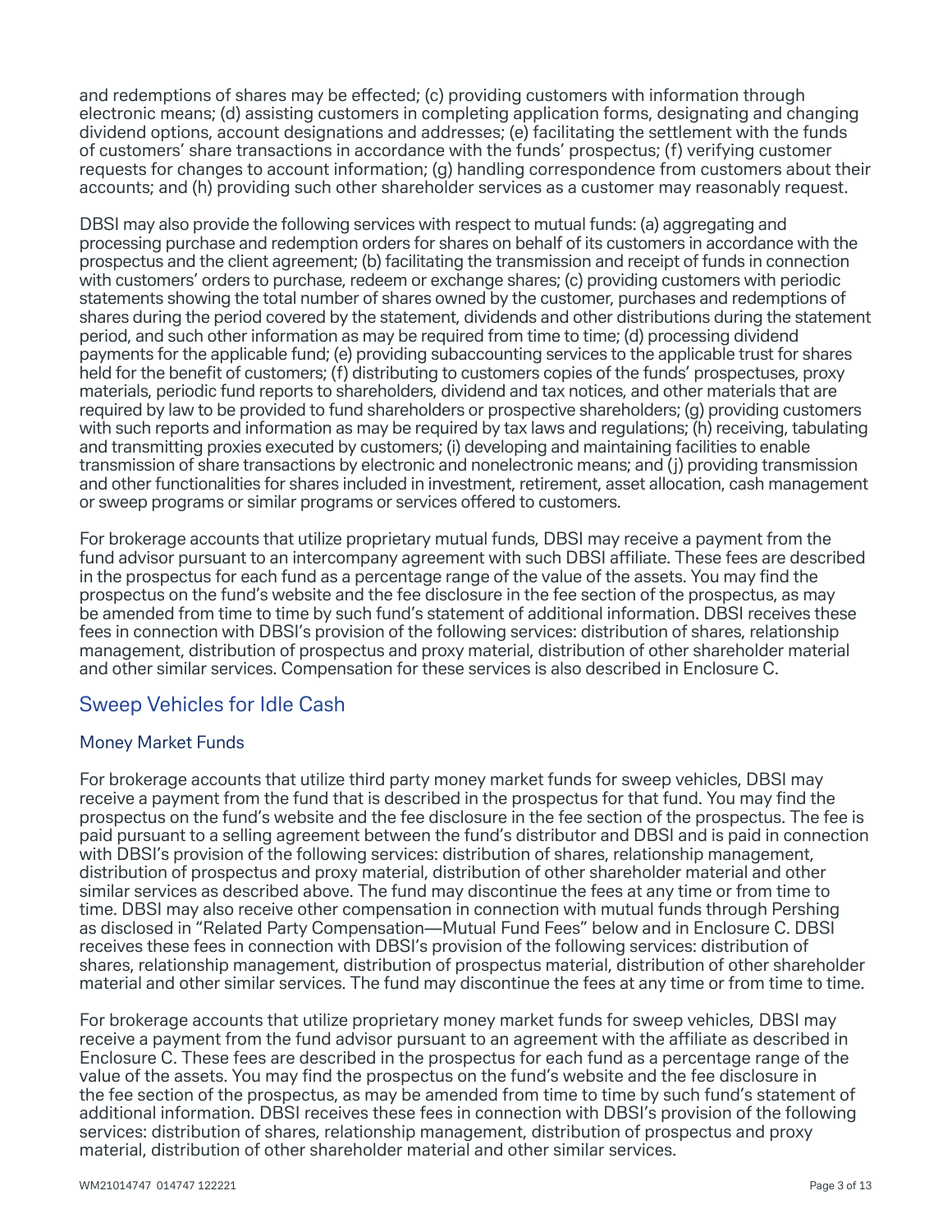and redemptions of shares may be effected; (c) providing customers with information through electronic means; (d) assisting customers in completing application forms, designating and changing dividend options, account designations and addresses; (e) facilitating the settlement with the funds of customers' share transactions in accordance with the funds' prospectus; (f) verifying customer requests for changes to account information; (g) handling correspondence from customers about their accounts; and (h) providing such other shareholder services as a customer may reasonably request.

DBSI may also provide the following services with respect to mutual funds: (a) aggregating and processing purchase and redemption orders for shares on behalf of its customers in accordance with the prospectus and the client agreement; (b) facilitating the transmission and receipt of funds in connection with customers' orders to purchase, redeem or exchange shares; (c) providing customers with periodic statements showing the total number of shares owned by the customer, purchases and redemptions of shares during the period covered by the statement, dividends and other distributions during the statement period, and such other information as may be required from time to time; (d) processing dividend payments for the applicable fund; (e) providing subaccounting services to the applicable trust for shares held for the benefit of customers; (f) distributing to customers copies of the funds' prospectuses, proxy materials, periodic fund reports to shareholders, dividend and tax notices, and other materials that are required by law to be provided to fund shareholders or prospective shareholders; (g) providing customers with such reports and information as may be required by tax laws and regulations; (h) receiving, tabulating and transmitting proxies executed by customers; (i) developing and maintaining facilities to enable transmission of share transactions by electronic and nonelectronic means; and (j) providing transmission and other functionalities for shares included in investment, retirement, asset allocation, cash management or sweep programs or similar programs or services offered to customers.

For brokerage accounts that utilize proprietary mutual funds, DBSI may receive a payment from the fund advisor pursuant to an intercompany agreement with such DBSI affiliate. These fees are described in the prospectus for each fund as a percentage range of the value of the assets. You may find the prospectus on the fund's website and the fee disclosure in the fee section of the prospectus, as may be amended from time to time by such fund's statement of additional information. DBSI receives these fees in connection with DBSI's provision of the following services: distribution of shares, relationship management, distribution of prospectus and proxy material, distribution of other shareholder material and other similar services. Compensation for these services is also described in Enclosure C.

## Sweep Vehicles for Idle Cash

### Money Market Funds

For brokerage accounts that utilize third party money market funds for sweep vehicles, DBSI may receive a payment from the fund that is described in the prospectus for that fund. You may find the prospectus on the fund's website and the fee disclosure in the fee section of the prospectus. The fee is paid pursuant to a selling agreement between the fund's distributor and DBSI and is paid in connection with DBSI's provision of the following services: distribution of shares, relationship management, distribution of prospectus and proxy material, distribution of other shareholder material and other similar services as described above. The fund may discontinue the fees at any time or from time to time. DBSI may also receive other compensation in connection with mutual funds through Pershing as disclosed in "Related Party Compensation—Mutual Fund Fees" below and in Enclosure C. DBSI receives these fees in connection with DBSI's provision of the following services: distribution of shares, relationship management, distribution of prospectus material, distribution of other shareholder material and other similar services. The fund may discontinue the fees at any time or from time to time.

For brokerage accounts that utilize proprietary money market funds for sweep vehicles, DBSI may receive a payment from the fund advisor pursuant to an agreement with the affiliate as described in Enclosure C. These fees are described in the prospectus for each fund as a percentage range of the value of the assets. You may find the prospectus on the fund's website and the fee disclosure in the fee section of the prospectus, as may be amended from time to time by such fund's statement of additional information. DBSI receives these fees in connection with DBSI's provision of the following services: distribution of shares, relationship management, distribution of prospectus and proxy material, distribution of other shareholder material and other similar services.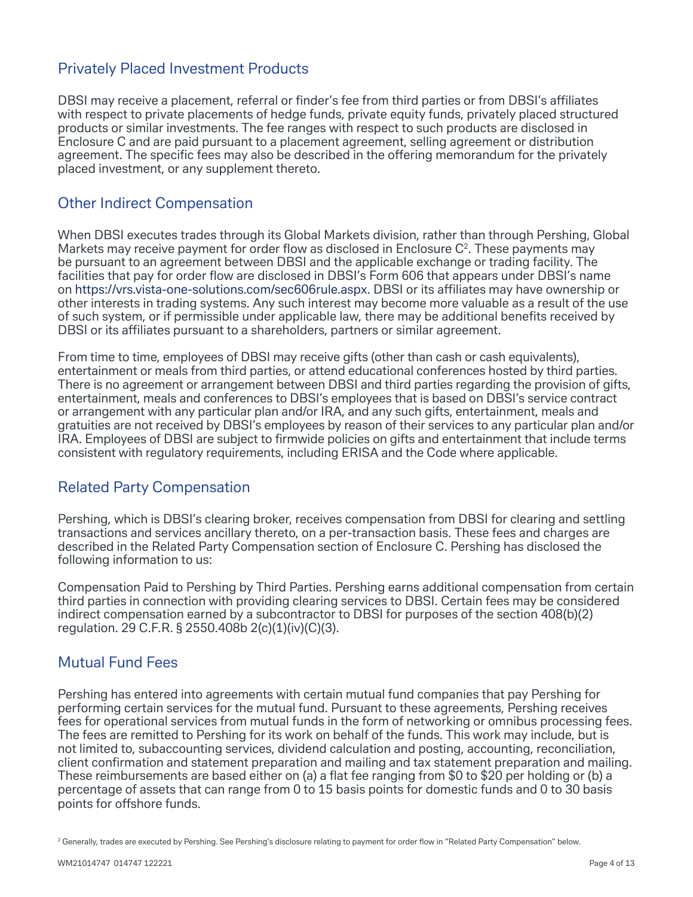## Privately Placed Investment Products

DBSI may receive a placement, referral or finder's fee from third parties or from DBSI's affiliates with respect to private placements of hedge funds, private equity funds, privately placed structured products or similar investments. The fee ranges with respect to such products are disclosed in Enclosure C and are paid pursuant to a placement agreement, selling agreement or distribution agreement. The specific fees may also be described in the offering memorandum for the privately placed investment, or any supplement thereto.

## Other Indirect Compensation

When DBSI executes trades through its Global Markets division, rather than through Pershing, Global Markets may receive payment for order flow as disclosed in Enclosure C[2]. These payments may be pursuant to an agreement between DBSI and the applicable exchange or trading facility. The facilities that pay for order flow are disclosed in DBSI's Form 606 that appears under DBSI's name on https://vrs.vista-one-solutions.com/sec606rule.aspx. DBSI or its affiliates may have ownership or other interests in trading systems. Any such interest may become more valuable as a result of the use of such system, or if permissible under applicable law, there may be additional benefits received by DBSI or its affiliates pursuant to a shareholders, partners or similar agreement.

From time to time, employees of DBSI may receive gifts (other than cash or cash equivalents), entertainment or meals from third parties, or attend educational conferences hosted by third parties. There is no agreement or arrangement between DBSI and third parties regarding the provision of gifts, entertainment, meals and conferences to DBSI's employees that is based on DBSI's service contract or arrangement with any particular plan and/or IRA, and any such gifts, entertainment, meals and gratuities are not received by DBSI's employees by reason of their services to any particular plan and/or IRA. Employees of DBSI are subject to firmwide policies on gifts and entertainment that include terms consistent with regulatory requirements, including ERISA and the Code where applicable.

## Related Party Compensation

Pershing, which is DBSI's clearing broker, receives compensation from DBSI for clearing and settling transactions and services ancillary thereto, on a per-transaction basis. These fees and charges are described in the Related Party Compensation section of Enclosure C. Pershing has disclosed the following information to us:

Compensation Paid to Pershing by Third Parties. Pershing earns additional compensation from certain third parties in connection with providing clearing services to DBSI. Certain fees may be considered indirect compensation earned by a subcontractor to DBSI for purposes of the section 408(b)(2) regulation. 29 C.F.R. § 2550.408b 2(c)(1)(iv)(C)(3).

## Mutual Fund Fees

Pershing has entered into agreements with certain mutual fund companies that pay Pershing for performing certain services for the mutual fund. Pursuant to these agreements, Pershing receives fees for operational services from mutual funds in the form of networking or omnibus processing fees. The fees are remitted to Pershing for its work on behalf of the funds. This work may include, but is not limited to, subaccounting services, dividend calculation and posting, accounting, reconciliation, client confirmation and statement preparation and mailing and tax statement preparation and mailing. These reimbursements are based either on (a) a flat fee ranging from $0 to $20 per holding or (b) a percentage of assets that can range from 0 to 15 basis points for domestic funds and 0 to 30 basis points for offshore funds.

[2] Generally, trades are executed by Pershing. See Pershing's disclosure relating to payment for order flow in "Related Party Compensation" below.

WM21014747 014747 122221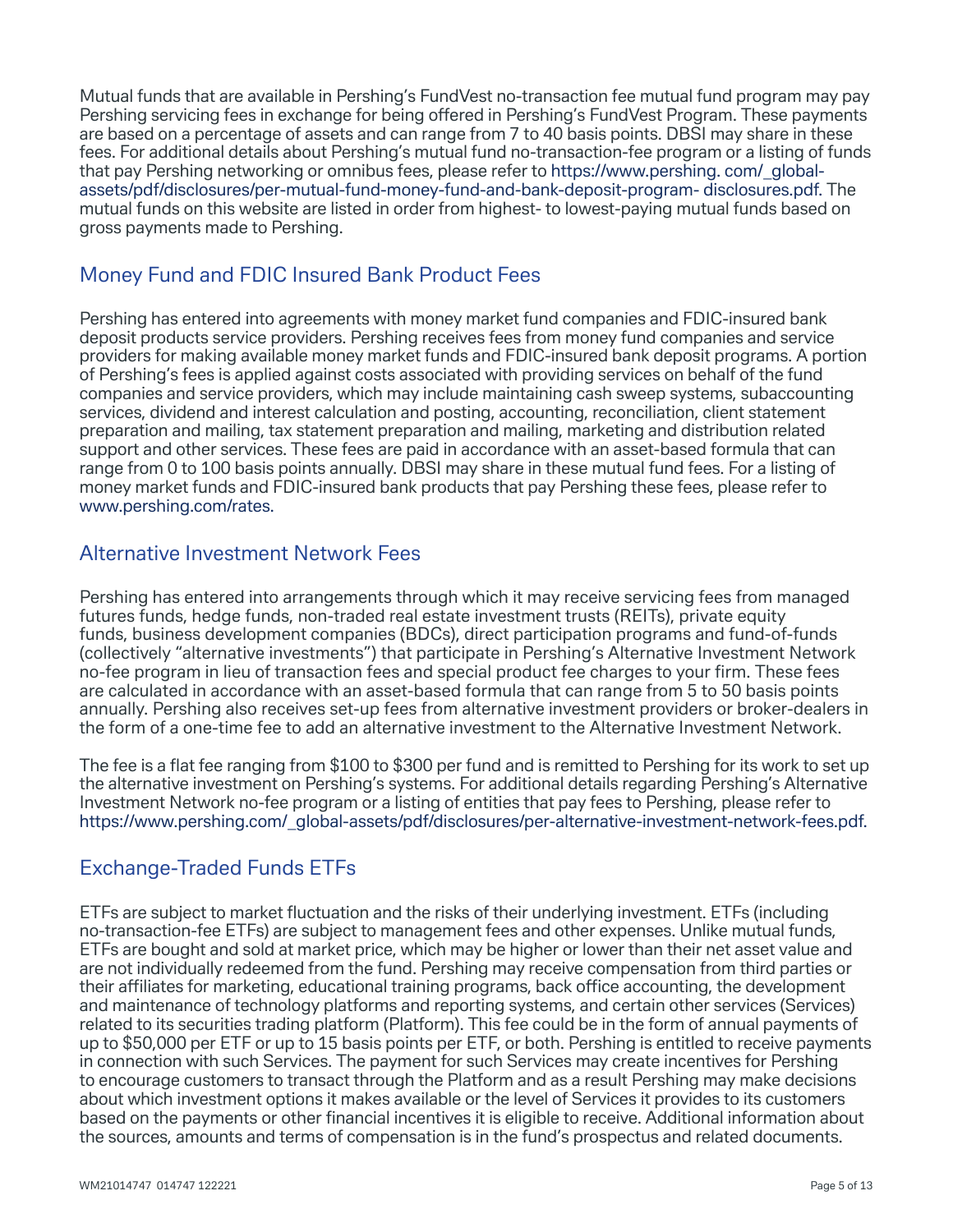Mutual funds that are available in Pershing's FundVest no-transaction fee mutual fund program may pay Pershing servicing fees in exchange for being offered in Pershing's FundVest Program. These payments are based on a percentage of assets and can range from 7 to 40 basis points. DBSI may share in these fees. For additional details about Pershing's mutual fund no-transaction-fee program or a listing of funds that pay Pershing networking or omnibus fees, please refer to https://www.pershing. com/_global-assets/pdf/disclosures/per-mutual-fund-money-fund-and-bank-deposit-program- disclosures.pdf. The mutual funds on this website are listed in order from highest- to lowest-paying mutual funds based on gross payments made to Pershing.

## Money Fund and FDIC Insured Bank Product Fees

Pershing has entered into agreements with money market fund companies and FDIC-insured bank deposit products service providers. Pershing receives fees from money fund companies and service providers for making available money market funds and FDIC-insured bank deposit programs. A portion of Pershing's fees is applied against costs associated with providing services on behalf of the fund companies and service providers, which may include maintaining cash sweep systems, subaccounting services, dividend and interest calculation and posting, accounting, reconciliation, client statement preparation and mailing, tax statement preparation and mailing, marketing and distribution related support and other services. These fees are paid in accordance with an asset-based formula that can range from 0 to 100 basis points annually. DBSI may share in these mutual fund fees. For a listing of money market funds and FDIC-insured bank products that pay Pershing these fees, please refer to www.pershing.com/rates.

## Alternative Investment Network Fees

Pershing has entered into arrangements through which it may receive servicing fees from managed futures funds, hedge funds, non-traded real estate investment trusts (REITs), private equity funds, business development companies (BDCs), direct participation programs and fund-of-funds (collectively "alternative investments") that participate in Pershing's Alternative Investment Network no-fee program in lieu of transaction fees and special product fee charges to your firm. These fees are calculated in accordance with an asset-based formula that can range from 5 to 50 basis points annually. Pershing also receives set-up fees from alternative investment providers or broker-dealers in the form of a one-time fee to add an alternative investment to the Alternative Investment Network.

The fee is a flat fee ranging from $100 to $300 per fund and is remitted to Pershing for its work to set up the alternative investment on Pershing's systems. For additional details regarding Pershing's Alternative Investment Network no-fee program or a listing of entities that pay fees to Pershing, please refer to https://www.pershing.com/_global-assets/pdf/disclosures/per-alternative-investment-network-fees.pdf.

## Exchange-Traded Funds ETFs

ETFs are subject to market fluctuation and the risks of their underlying investment. ETFs (including no-transaction-fee ETFs) are subject to management fees and other expenses. Unlike mutual funds, ETFs are bought and sold at market price, which may be higher or lower than their net asset value and are not individually redeemed from the fund. Pershing may receive compensation from third parties or their affiliates for marketing, educational training programs, back office accounting, the development and maintenance of technology platforms and reporting systems, and certain other services (Services) related to its securities trading platform (Platform). This fee could be in the form of annual payments of up to $50,000 per ETF or up to 15 basis points per ETF, or both. Pershing is entitled to receive payments in connection with such Services. The payment for such Services may create incentives for Pershing to encourage customers to transact through the Platform and as a result Pershing may make decisions about which investment options it makes available or the level of Services it provides to its customers based on the payments or other financial incentives it is eligible to receive. Additional information about the sources, amounts and terms of compensation is in the fund's prospectus and related documents.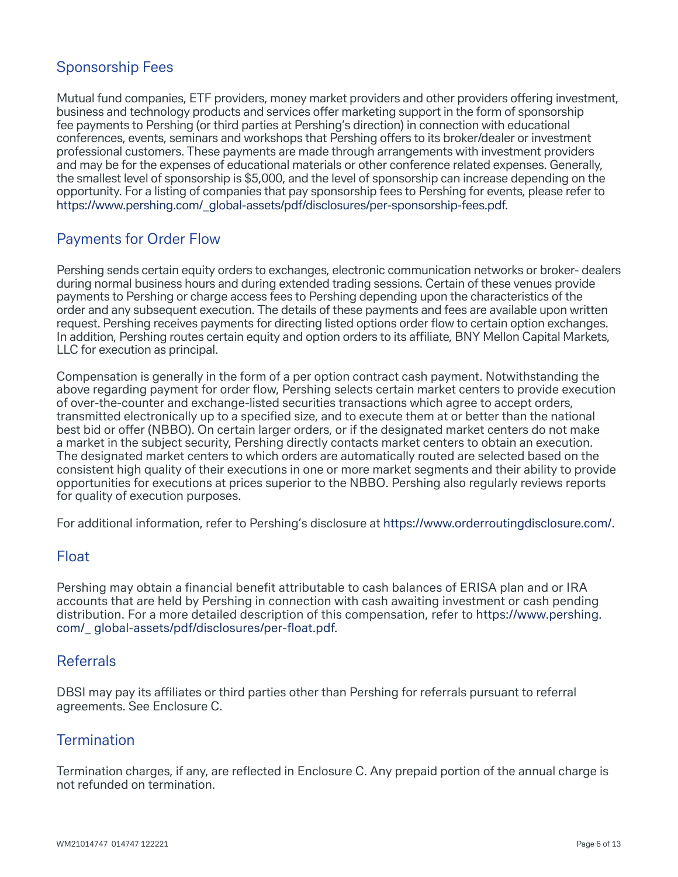## Sponsorship Fees

Mutual fund companies, ETF providers, money market providers and other providers offering investment, business and technology products and services offer marketing support in the form of sponsorship fee payments to Pershing (or third parties at Pershing's direction) in connection with educational conferences, events, seminars and workshops that Pershing offers to its broker/dealer or investment professional customers. These payments are made through arrangements with investment providers and may be for the expenses of educational materials or other conference related expenses. Generally, the smallest level of sponsorship is $5,000, and the level of sponsorship can increase depending on the opportunity. For a listing of companies that pay sponsorship fees to Pershing for events, please refer to https://www.pershing.com/_global-assets/pdf/disclosures/per-sponsorship-fees.pdf.

## Payments for Order Flow

Pershing sends certain equity orders to exchanges, electronic communication networks or broker- dealers during normal business hours and during extended trading sessions. Certain of these venues provide payments to Pershing or charge access fees to Pershing depending upon the characteristics of the order and any subsequent execution. The details of these payments and fees are available upon written request. Pershing receives payments for directing listed options order flow to certain option exchanges. In addition, Pershing routes certain equity and option orders to its affiliate, BNY Mellon Capital Markets, LLC for execution as principal.

Compensation is generally in the form of a per option contract cash payment. Notwithstanding the above regarding payment for order flow, Pershing selects certain market centers to provide execution of over-the-counter and exchange-listed securities transactions which agree to accept orders, transmitted electronically up to a specified size, and to execute them at or better than the national best bid or offer (NBBO). On certain larger orders, or if the designated market centers do not make a market in the subject security, Pershing directly contacts market centers to obtain an execution. The designated market centers to which orders are automatically routed are selected based on the consistent high quality of their executions in one or more market segments and their ability to provide opportunities for executions at prices superior to the NBBO. Pershing also regularly reviews reports for quality of execution purposes.

For additional information, refer to Pershing's disclosure at https://www.orderroutingdisclosure.com/.

## Float

Pershing may obtain a financial benefit attributable to cash balances of ERISA plan and or IRA accounts that are held by Pershing in connection with cash awaiting investment or cash pending distribution. For a more detailed description of this compensation, refer to https://www.pershing.com/_ global-assets/pdf/disclosures/per-float.pdf.

## Referrals

DBSI may pay its affiliates or third parties other than Pershing for referrals pursuant to referral agreements. See Enclosure C.

## Termination

Termination charges, if any, are reflected in Enclosure C. Any prepaid portion of the annual charge is not refunded on termination.

WM21014747 014747 122221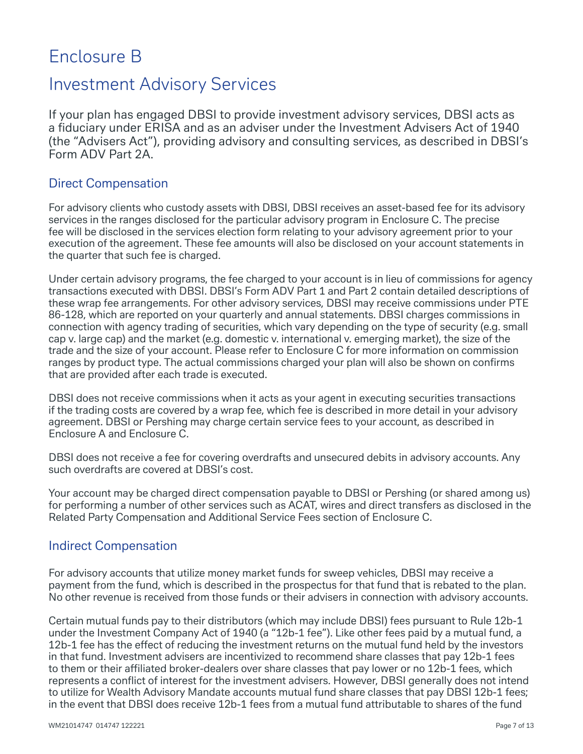# Enclosure B

# Investment Advisory Services

If your plan has engaged DBSI to provide investment advisory services, DBSI acts as a fiduciary under ERISA and as an adviser under the Investment Advisers Act of 1940 (the "Advisers Act"), providing advisory and consulting services, as described in DBSI's Form ADV Part 2A.

## Direct Compensation

For advisory clients who custody assets with DBSI, DBSI receives an asset-based fee for its advisory services in the ranges disclosed for the particular advisory program in Enclosure C. The precise fee will be disclosed in the services election form relating to your advisory agreement prior to your execution of the agreement. These fee amounts will also be disclosed on your account statements in the quarter that such fee is charged.

Under certain advisory programs, the fee charged to your account is in lieu of commissions for agency transactions executed with DBSI. DBSI's Form ADV Part 1 and Part 2 contain detailed descriptions of these wrap fee arrangements. For other advisory services, DBSI may receive commissions under PTE 86-128, which are reported on your quarterly and annual statements. DBSI charges commissions in connection with agency trading of securities, which vary depending on the type of security (e.g. small cap v. large cap) and the market (e.g. domestic v. international v. emerging market), the size of the trade and the size of your account. Please refer to Enclosure C for more information on commission ranges by product type. The actual commissions charged your plan will also be shown on confirms that are provided after each trade is executed.

DBSI does not receive commissions when it acts as your agent in executing securities transactions if the trading costs are covered by a wrap fee, which fee is described in more detail in your advisory agreement. DBSI or Pershing may charge certain service fees to your account, as described in Enclosure A and Enclosure C.

DBSI does not receive a fee for covering overdrafts and unsecured debits in advisory accounts. Any such overdrafts are covered at DBSI's cost.

Your account may be charged direct compensation payable to DBSI or Pershing (or shared among us) for performing a number of other services such as ACAT, wires and direct transfers as disclosed in the Related Party Compensation and Additional Service Fees section of Enclosure C.

## Indirect Compensation

For advisory accounts that utilize money market funds for sweep vehicles, DBSI may receive a payment from the fund, which is described in the prospectus for that fund that is rebated to the plan. No other revenue is received from those funds or their advisers in connection with advisory accounts.

Certain mutual funds pay to their distributors (which may include DBSI) fees pursuant to Rule 12b-1 under the Investment Company Act of 1940 (a "12b-1 fee"). Like other fees paid by a mutual fund, a 12b-1 fee has the effect of reducing the investment returns on the mutual fund held by the investors in that fund. Investment advisers are incentivized to recommend share classes that pay 12b-1 fees to them or their affiliated broker-dealers over share classes that pay lower or no 12b-1 fees, which represents a conflict of interest for the investment advisers. However, DBSI generally does not intend to utilize for Wealth Advisory Mandate accounts mutual fund share classes that pay DBSI 12b-1 fees; in the event that DBSI does receive 12b-1 fees from a mutual fund attributable to shares of the fund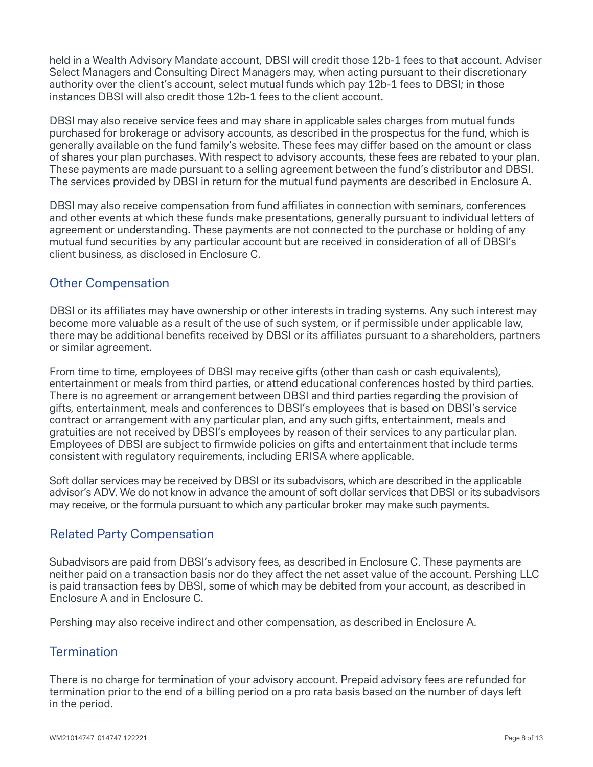held in a Wealth Advisory Mandate account, DBSI will credit those 12b-1 fees to that account. Adviser Select Managers and Consulting Direct Managers may, when acting pursuant to their discretionary authority over the client's account, select mutual funds which pay 12b-1 fees to DBSI; in those instances DBSI will also credit those 12b-1 fees to the client account.

DBSI may also receive service fees and may share in applicable sales charges from mutual funds purchased for brokerage or advisory accounts, as described in the prospectus for the fund, which is generally available on the fund family's website. These fees may differ based on the amount or class of shares your plan purchases. With respect to advisory accounts, these fees are rebated to your plan. These payments are made pursuant to a selling agreement between the fund's distributor and DBSI. The services provided by DBSI in return for the mutual fund payments are described in Enclosure A.

DBSI may also receive compensation from fund affiliates in connection with seminars, conferences and other events at which these funds make presentations, generally pursuant to individual letters of agreement or understanding. These payments are not connected to the purchase or holding of any mutual fund securities by any particular account but are received in consideration of all of DBSI's client business, as disclosed in Enclosure C.

## Other Compensation

DBSI or its affiliates may have ownership or other interests in trading systems. Any such interest may become more valuable as a result of the use of such system, or if permissible under applicable law, there may be additional benefits received by DBSI or its affiliates pursuant to a shareholders, partners or similar agreement.

From time to time, employees of DBSI may receive gifts (other than cash or cash equivalents), entertainment or meals from third parties, or attend educational conferences hosted by third parties. There is no agreement or arrangement between DBSI and third parties regarding the provision of gifts, entertainment, meals and conferences to DBSI's employees that is based on DBSI's service contract or arrangement with any particular plan, and any such gifts, entertainment, meals and gratuities are not received by DBSI's employees by reason of their services to any particular plan. Employees of DBSI are subject to firmwide policies on gifts and entertainment that include terms consistent with regulatory requirements, including ERISA where applicable.

Soft dollar services may be received by DBSI or its subadvisors, which are described in the applicable advisor's ADV. We do not know in advance the amount of soft dollar services that DBSI or its subadvisors may receive, or the formula pursuant to which any particular broker may make such payments.

## Related Party Compensation

Subadvisors are paid from DBSI's advisory fees, as described in Enclosure C. These payments are neither paid on a transaction basis nor do they affect the net asset value of the account. Pershing LLC is paid transaction fees by DBSI, some of which may be debited from your account, as described in Enclosure A and in Enclosure C.

Pershing may also receive indirect and other compensation, as described in Enclosure A.

## Termination

There is no charge for termination of your advisory account. Prepaid advisory fees are refunded for termination prior to the end of a billing period on a pro rata basis based on the number of days left in the period.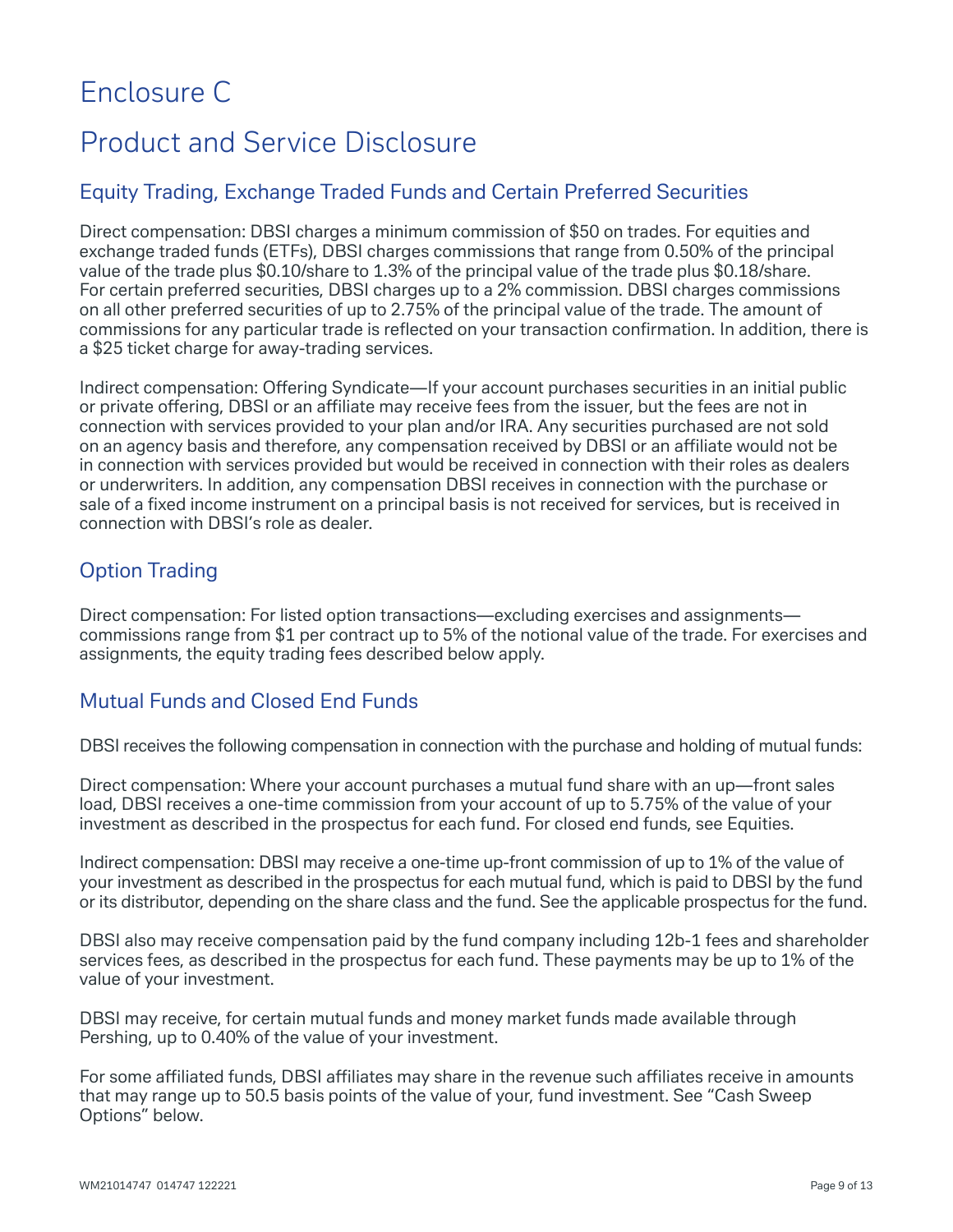# Enclosure C

# Product and Service Disclosure

## Equity Trading, Exchange Traded Funds and Certain Preferred Securities

Direct compensation: DBSI charges a minimum commission of $50 on trades. For equities and exchange traded funds (ETFs), DBSI charges commissions that range from 0.50% of the principal value of the trade plus $0.10/share to 1.3% of the principal value of the trade plus $0.18/share. For certain preferred securities, DBSI charges up to a 2% commission. DBSI charges commissions on all other preferred securities of up to 2.75% of the principal value of the trade. The amount of commissions for any particular trade is reflected on your transaction confirmation. In addition, there is a $25 ticket charge for away-trading services.

Indirect compensation: Offering Syndicate—If your account purchases securities in an initial public or private offering, DBSI or an affiliate may receive fees from the issuer, but the fees are not in connection with services provided to your plan and/or IRA. Any securities purchased are not sold on an agency basis and therefore, any compensation received by DBSI or an affiliate would not be in connection with services provided but would be received in connection with their roles as dealers or underwriters. In addition, any compensation DBSI receives in connection with the purchase or sale of a fixed income instrument on a principal basis is not received for services, but is received in connection with DBSI's role as dealer.

## Option Trading

Direct compensation: For listed option transactions—excluding exercises and assignments—commissions range from $1 per contract up to 5% of the notional value of the trade. For exercises and assignments, the equity trading fees described below apply.

## Mutual Funds and Closed End Funds

DBSI receives the following compensation in connection with the purchase and holding of mutual funds:

Direct compensation: Where your account purchases a mutual fund share with an up—front sales load, DBSI receives a one-time commission from your account of up to 5.75% of the value of your investment as described in the prospectus for each fund. For closed end funds, see Equities.

Indirect compensation: DBSI may receive a one-time up-front commission of up to 1% of the value of your investment as described in the prospectus for each mutual fund, which is paid to DBSI by the fund or its distributor, depending on the share class and the fund. See the applicable prospectus for the fund.

DBSI also may receive compensation paid by the fund company including 12b-1 fees and shareholder services fees, as described in the prospectus for each fund. These payments may be up to 1% of the value of your investment.

DBSI may receive, for certain mutual funds and money market funds made available through Pershing, up to 0.40% of the value of your investment.

For some affiliated funds, DBSI affiliates may share in the revenue such affiliates receive in amounts that may range up to 50.5 basis points of the value of your, fund investment. See "Cash Sweep Options" below.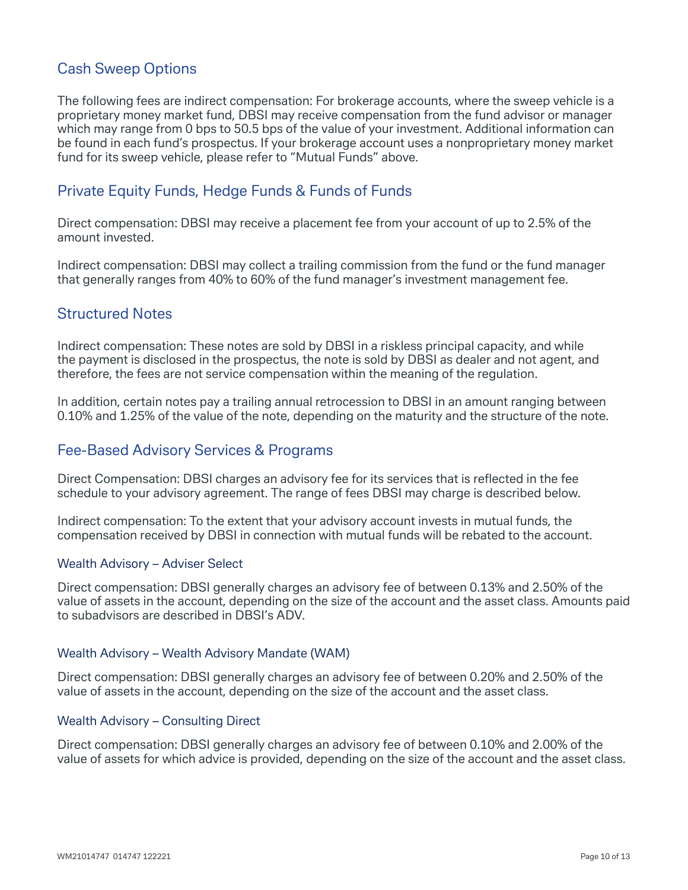## Cash Sweep Options

The following fees are indirect compensation: For brokerage accounts, where the sweep vehicle is a proprietary money market fund, DBSI may receive compensation from the fund advisor or manager which may range from 0 bps to 50.5 bps of the value of your investment. Additional information can be found in each fund's prospectus. If your brokerage account uses a nonproprietary money market fund for its sweep vehicle, please refer to "Mutual Funds" above.

## Private Equity Funds, Hedge Funds & Funds of Funds

Direct compensation: DBSI may receive a placement fee from your account of up to 2.5% of the amount invested.

Indirect compensation: DBSI may collect a trailing commission from the fund or the fund manager that generally ranges from 40% to 60% of the fund manager's investment management fee.

## Structured Notes

Indirect compensation: These notes are sold by DBSI in a riskless principal capacity, and while the payment is disclosed in the prospectus, the note is sold by DBSI as dealer and not agent, and therefore, the fees are not service compensation within the meaning of the regulation.

In addition, certain notes pay a trailing annual retrocession to DBSI in an amount ranging between 0.10% and 1.25% of the value of the note, depending on the maturity and the structure of the note.

## Fee-Based Advisory Services & Programs

Direct Compensation: DBSI charges an advisory fee for its services that is reflected in the fee schedule to your advisory agreement. The range of fees DBSI may charge is described below.

Indirect compensation: To the extent that your advisory account invests in mutual funds, the compensation received by DBSI in connection with mutual funds will be rebated to the account.

### Wealth Advisory – Adviser Select

Direct compensation: DBSI generally charges an advisory fee of between 0.13% and 2.50% of the value of assets in the account, depending on the size of the account and the asset class. Amounts paid to subadvisors are described in DBSI's ADV.

### Wealth Advisory – Wealth Advisory Mandate (WAM)

Direct compensation: DBSI generally charges an advisory fee of between 0.20% and 2.50% of the value of assets in the account, depending on the size of the account and the asset class.

### Wealth Advisory – Consulting Direct

Direct compensation: DBSI generally charges an advisory fee of between 0.10% and 2.00% of the value of assets for which advice is provided, depending on the size of the account and the asset class.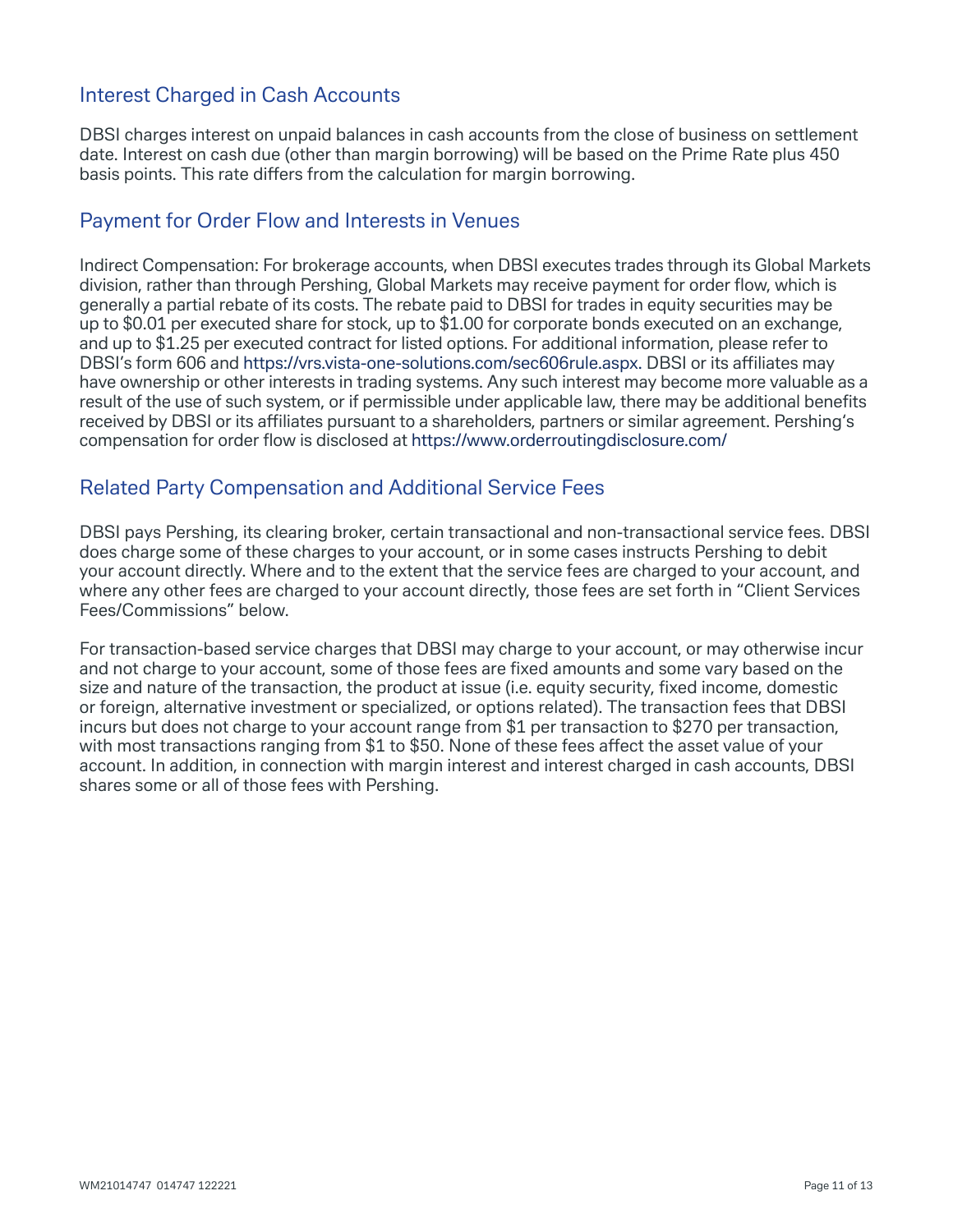## Interest Charged in Cash Accounts

DBSI charges interest on unpaid balances in cash accounts from the close of business on settlement date. Interest on cash due (other than margin borrowing) will be based on the Prime Rate plus 450 basis points. This rate differs from the calculation for margin borrowing.

## Payment for Order Flow and Interests in Venues

Indirect Compensation: For brokerage accounts, when DBSI executes trades through its Global Markets division, rather than through Pershing, Global Markets may receive payment for order flow, which is generally a partial rebate of its costs. The rebate paid to DBSI for trades in equity securities may be up to $0.01 per executed share for stock, up to $1.00 for corporate bonds executed on an exchange, and up to $1.25 per executed contract for listed options. For additional information, please refer to DBSI's form 606 and https://vrs.vista-one-solutions.com/sec606rule.aspx. DBSI or its affiliates may have ownership or other interests in trading systems. Any such interest may become more valuable as a result of the use of such system, or if permissible under applicable law, there may be additional benefits received by DBSI or its affiliates pursuant to a shareholders, partners or similar agreement. Pershing's compensation for order flow is disclosed at https://www.orderroutingdisclosure.com/

## Related Party Compensation and Additional Service Fees

DBSI pays Pershing, its clearing broker, certain transactional and non-transactional service fees. DBSI does charge some of these charges to your account, or in some cases instructs Pershing to debit your account directly. Where and to the extent that the service fees are charged to your account, and where any other fees are charged to your account directly, those fees are set forth in "Client Services Fees/Commissions" below.

For transaction-based service charges that DBSI may charge to your account, or may otherwise incur and not charge to your account, some of those fees are fixed amounts and some vary based on the size and nature of the transaction, the product at issue (i.e. equity security, fixed income, domestic or foreign, alternative investment or specialized, or options related). The transaction fees that DBSI incurs but does not charge to your account range from $1 per transaction to $270 per transaction, with most transactions ranging from $1 to $50. None of these fees affect the asset value of your account. In addition, in connection with margin interest and interest charged in cash accounts, DBSI shares some or all of those fees with Pershing.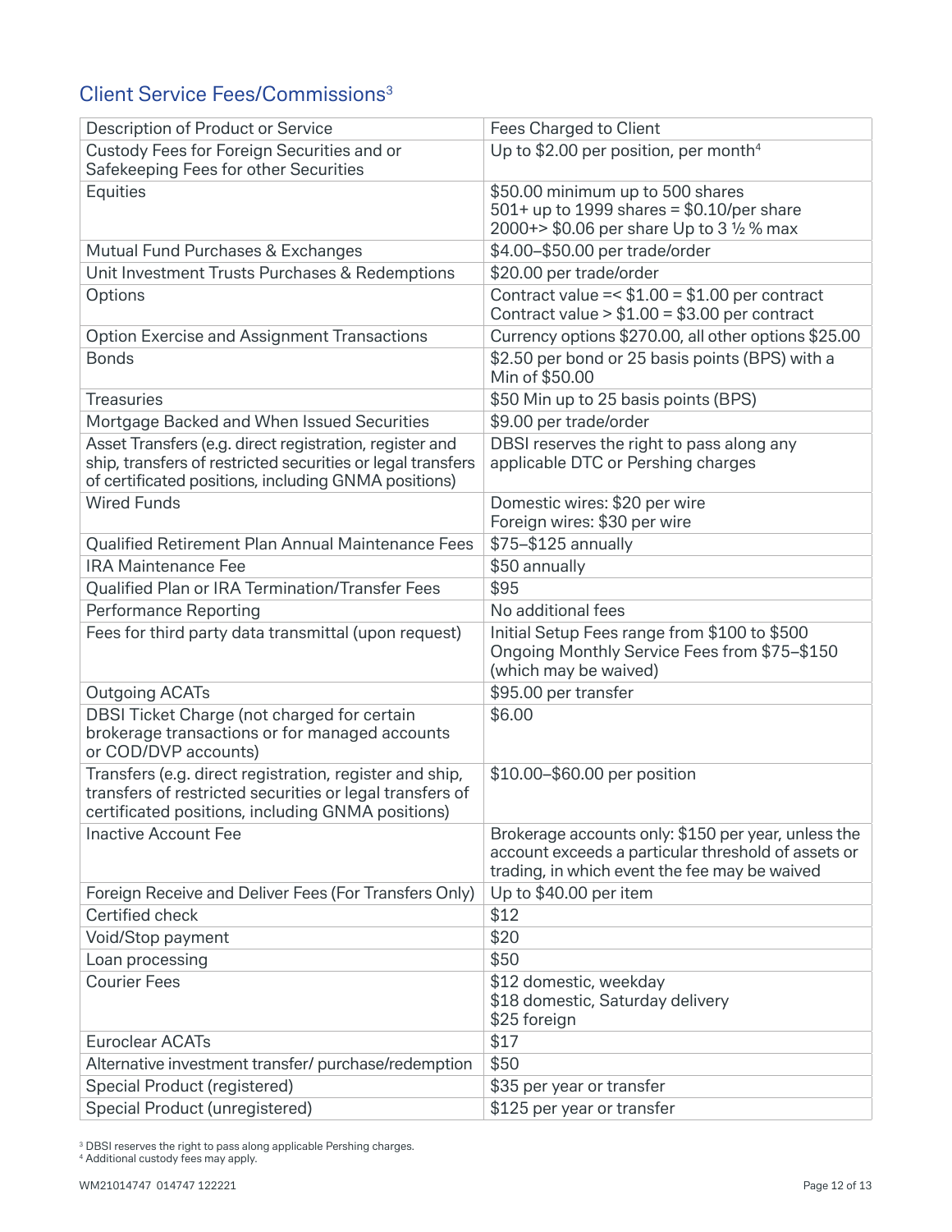## Client Service Fees/Commissions[3]

| Description of Product or Service | Fees Charged to Client |
|---|---|
| Custody Fees for Foreign Securities and or Safekeeping Fees for other Securities | Up to $2.00 per position, per month[4] |
| Equities | $50.00 minimum up to 500 shares<br>501+ up to 1999 shares = $0.10/per share<br>2000+> $0.06 per share Up to 3 ½ % max |
| Mutual Fund Purchases & Exchanges | $4.00–$50.00 per trade/order |
| Unit Investment Trusts Purchases & Redemptions | $20.00 per trade/order |
| Options | Contract value =< $1.00 = $1.00 per contract<br>Contract value > $1.00 = $3.00 per contract |
| Option Exercise and Assignment Transactions | Currency options $270.00, all other options $25.00 |
| Bonds | $2.50 per bond or 25 basis points (BPS) with a Min of $50.00 |
| Treasuries | $50 Min up to 25 basis points (BPS) |
| Mortgage Backed and When Issued Securities | $9.00 per trade/order |
| Asset Transfers (e.g. direct registration, register and ship, transfers of restricted securities or legal transfers of certificated positions, including GNMA positions) | DBSI reserves the right to pass along any applicable DTC or Pershing charges |
| Wired Funds | Domestic wires: $20 per wire<br>Foreign wires: $30 per wire |
| Qualified Retirement Plan Annual Maintenance Fees | $75–$125 annually |
| IRA Maintenance Fee | $50 annually |
| Qualified Plan or IRA Termination/Transfer Fees | $95 |
| Performance Reporting | No additional fees |
| Fees for third party data transmittal (upon request) | Initial Setup Fees range from $100 to $500<br>Ongoing Monthly Service Fees from $75–$150 (which may be waived) |
| Outgoing ACATs | $95.00 per transfer |
| DBSI Ticket Charge (not charged for certain brokerage transactions or for managed accounts or COD/DVP accounts) | $6.00 |
| Transfers (e.g. direct registration, register and ship, transfers of restricted securities or legal transfers of certificated positions, including GNMA positions) | $10.00–$60.00 per position |
| Inactive Account Fee | Brokerage accounts only: $150 per year, unless the account exceeds a particular threshold of assets or trading, in which event the fee may be waived |
| Foreign Receive and Deliver Fees (For Transfers Only) | Up to $40.00 per item |
| Certified check | $12 |
| Void/Stop payment | $20 |
| Loan processing | $50 |
| Courier Fees | $12 domestic, weekday<br>$18 domestic, Saturday delivery<br>$25 foreign |
| Euroclear ACATs | $17 |
| Alternative investment transfer/ purchase/redemption | $50 |
| Special Product (registered) | $35 per year or transfer |
| Special Product (unregistered) | $125 per year or transfer |

[3] DBSI reserves the right to pass along applicable Pershing charges.
[4] Additional custody fees may apply.

WM21014747 014747 122221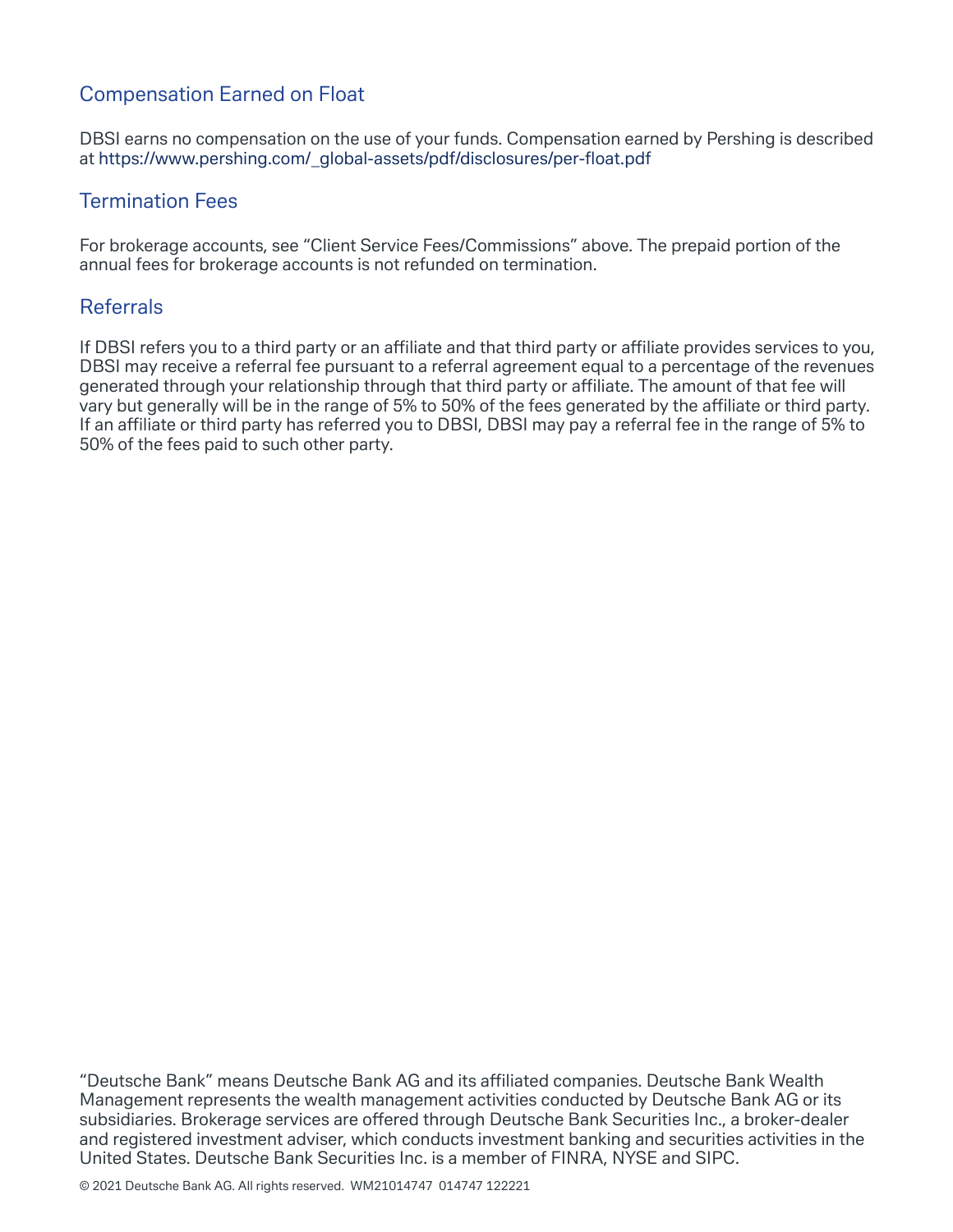## Compensation Earned on Float

DBSI earns no compensation on the use of your funds. Compensation earned by Pershing is described at https://www.pershing.com/_global-assets/pdf/disclosures/per-float.pdf

## Termination Fees

For brokerage accounts, see “Client Service Fees/Commissions” above. The prepaid portion of the annual fees for brokerage accounts is not refunded on termination.

## Referrals

If DBSI refers you to a third party or an affiliate and that third party or affiliate provides services to you, DBSI may receive a referral fee pursuant to a referral agreement equal to a percentage of the revenues generated through your relationship through that third party or affiliate. The amount of that fee will vary but generally will be in the range of 5% to 50% of the fees generated by the affiliate or third party. If an affiliate or third party has referred you to DBSI, DBSI may pay a referral fee in the range of 5% to 50% of the fees paid to such other party.

“Deutsche Bank” means Deutsche Bank AG and its affiliated companies. Deutsche Bank Wealth Management represents the wealth management activities conducted by Deutsche Bank AG or its subsidiaries. Brokerage services are offered through Deutsche Bank Securities Inc., a broker-dealer and registered investment adviser, which conducts investment banking and securities activities in the United States. Deutsche Bank Securities Inc. is a member of FINRA, NYSE and SIPC.

© 2021 Deutsche Bank AG. All rights reserved. WM21014747 014747 122221